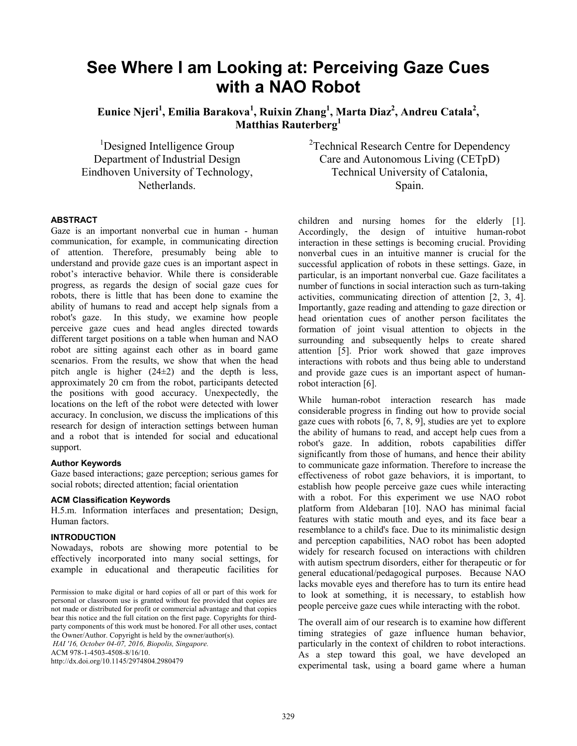# See Where I am Looking at: Perceiving Gaze Cues with a NAO Robot

**Eunice Njeri[1], Emilia Barakova[1], Ruixin Zhang[1], Marta Diaz[2], Andreu Catala[2], Matthias Rauterberg[1]**

[1]Designed Intelligence Group
Department of Industrial Design
Eindhoven University of Technology,
Netherlands.

[2]Technical Research Centre for Dependency
Care and Autonomous Living (CETpD)
Technical University of Catalonia,
Spain.

## ABSTRACT

Gaze is an important nonverbal cue in human - human communication, for example, in communicating direction of attention. Therefore, presumably being able to understand and provide gaze cues is an important aspect in robot's interactive behavior. While there is considerable progress, as regards the design of social gaze cues for robots, there is little that has been done to examine the ability of humans to read and accept help signals from a robot's gaze. In this study, we examine how people perceive gaze cues and head angles directed towards different target positions on a table when human and NAO robot are sitting against each other as in board game scenarios. From the results, we show that when the head pitch angle is higher (24±2) and the depth is less, approximately 20 cm from the robot, participants detected the positions with good accuracy. Unexpectedly, the locations on the left of the robot were detected with lower accuracy. In conclusion, we discuss the implications of this research for design of interaction settings between human and a robot that is intended for social and educational support.

### Author Keywords

Gaze based interactions; gaze perception; serious games for social robots; directed attention; facial orientation

### ACM Classification Keywords

H.5.m. Information interfaces and presentation; Design, Human factors.

## INTRODUCTION

Nowadays, robots are showing more potential to be effectively incorporated into many social settings, for example in educational and therapeutic facilities for children and nursing homes for the elderly [1]. Accordingly, the design of intuitive human-robot interaction in these settings is becoming crucial. Providing nonverbal cues in an intuitive manner is crucial for the successful application of robots in these settings. Gaze, in particular, is an important nonverbal cue. Gaze facilitates a number of functions in social interaction such as turn-taking activities, communicating direction of attention [2, 3, 4]. Importantly, gaze reading and attending to gaze direction or head orientation cues of another person facilitates the formation of joint visual attention to objects in the surrounding and subsequently helps to create shared attention [5]. Prior work showed that gaze improves interactions with robots and thus being able to understand and provide gaze cues is an important aspect of human-robot interaction [6].

While human-robot interaction research has made considerable progress in finding out how to provide social gaze cues with robots [6, 7, 8, 9], studies are yet to explore the ability of humans to read, and accept help cues from a robot's gaze. In addition, robots capabilities differ significantly from those of humans, and hence their ability to communicate gaze information. Therefore to increase the effectiveness of robot gaze behaviors, it is important, to establish how people perceive gaze cues while interacting with a robot. For this experiment we use NAO robot platform from Aldebaran [10]. NAO has minimal facial features with static mouth and eyes, and its face bear a resemblance to a child's face. Due to its minimalistic design and perception capabilities, NAO robot has been adopted widely for research focused on interactions with children with autism spectrum disorders, either for therapeutic or for general educational/pedagogical purposes. Because NAO lacks movable eyes and therefore has to turn its entire head to look at something, it is necessary, to establish how people perceive gaze cues while interacting with the robot.

The overall aim of our research is to examine how different timing strategies of gaze influence human behavior, particularly in the context of children to robot interactions. As a step toward this goal, we have developed an experimental task, using a board game where a human

Permission to make digital or hard copies of all or part of this work for personal or classroom use is granted without fee provided that copies are not made or distributed for profit or commercial advantage and that copies bear this notice and the full citation on the first page. Copyrights for third-party components of this work must be honored. For all other uses, contact the Owner/Author. Copyright is held by the owner/author(s).
*HAI '16, October 04-07, 2016, Biopolis, Singapore.*
ACM 978-1-4503-4508-8/16/10.
http://dx.doi.org/10.1145/2974804.2980479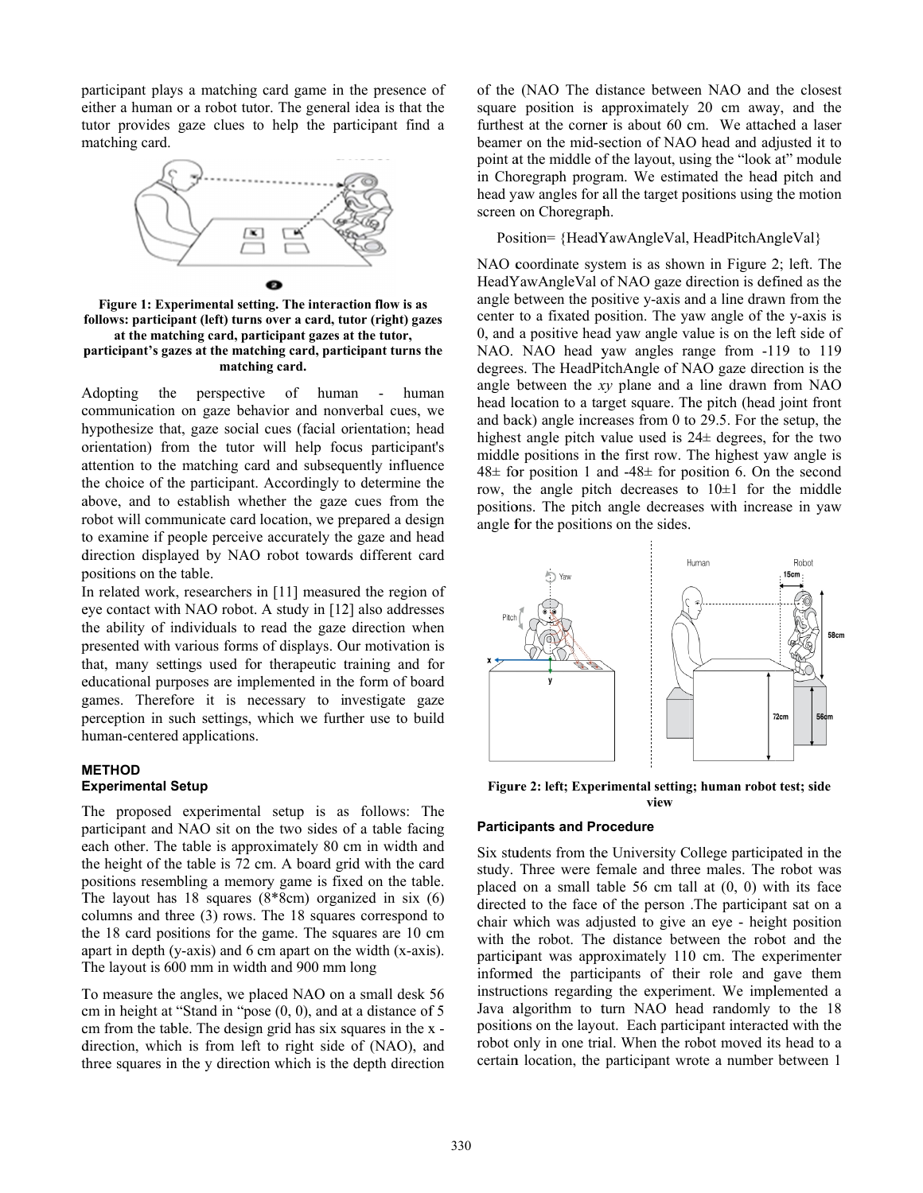participant plays a matching card game in the presence of either a human or a robot tutor. The general idea is that the tutor provides gaze clues to help the participant find a matching card.

**Figure 1: Experimental setting. The interaction flow is as follows: participant (left) turns over a card, tutor (right) gazes at the matching card, participant gazes at the tutor, participant's gazes at the matching card, participant turns the matching card.**

Adopting the perspective of human - human communication on gaze behavior and nonverbal cues, we hypothesize that, gaze social cues (facial orientation; head orientation) from the tutor will help focus participant's attention to the matching card and subsequently influence the choice of the participant. Accordingly to determine the above, and to establish whether the gaze cues from the robot will communicate card location, we prepared a design to examine if people perceive accurately the gaze and head direction displayed by NAO robot towards different card positions on the table.

In related work, researchers in [11] measured the region of eye contact with NAO robot. A study in [12] also addresses the ability of individuals to read the gaze direction when presented with various forms of displays. Our motivation is that, many settings used for therapeutic training and for educational purposes are implemented in the form of board games. Therefore it is necessary to investigate gaze perception in such settings, which we further use to build human-centered applications.

## METHOD

### Experimental Setup

The proposed experimental setup is as follows: The participant and NAO sit on the two sides of a table facing each other. The table is approximately 80 cm in width and the height of the table is 72 cm. A board grid with the card positions resembling a memory game is fixed on the table. The layout has 18 squares (8*8cm) organized in six (6) columns and three (3) rows. The 18 squares correspond to the 18 card positions for the game. The squares are 10 cm apart in depth (y-axis) and 6 cm apart on the width (x-axis). The layout is 600 mm in width and 900 mm long

To measure the angles, we placed NAO on a small desk 56 cm in height at "Stand in "pose (0, 0), and at a distance of 5 cm from the table. The design grid has six squares in the x - direction, which is from left to right side of (NAO), and three squares in the y direction which is the depth direction of the (NAO The distance between NAO and the closest square position is approximately 20 cm away, and the furthest at the corner is about 60 cm. We attached a laser beamer on the mid-section of NAO head and adjusted it to point at the middle of the layout, using the "look at" module in Choregraph program. We estimated the head pitch and head yaw angles for all the target positions using the motion screen on Choregraph.

Position= {HeadYawAngleVal, HeadPitchAngleVal}

NAO coordinate system is as shown in Figure 2; left. The HeadYawAngleVal of NAO gaze direction is defined as the angle between the positive y-axis and a line drawn from the center to a fixated position. The yaw angle of the y-axis is 0, and a positive head yaw angle value is on the left side of NAO. NAO head yaw angles range from -119 to 119 degrees. The HeadPitchAngle of NAO gaze direction is the angle between the *xy* plane and a line drawn from NAO head location to a target square. The pitch (head joint front and back) angle increases from 0 to 29.5. For the setup, the highest angle pitch value used is 24± degrees, for the two middle positions in the first row. The highest yaw angle is 48± for position 1 and -48± for position 6. On the second row, the angle pitch decreases to 10±1 for the middle positions. The pitch angle decreases with increase in yaw angle for the positions on the sides.

**Figure 2: left; Experimental setting; human robot test; side view**

### Participants and Procedure

Six students from the University College participated in the study. Three were female and three males. The robot was placed on a small table 56 cm tall at (0, 0) with its face directed to the face of the person .The participant sat on a chair which was adjusted to give an eye - height position with the robot. The distance between the robot and the participant was approximately 110 cm. The experimenter informed the participants of their role and gave them instructions regarding the experiment. We implemented a Java algorithm to turn NAO head randomly to the 18 positions on the layout. Each participant interacted with the robot only in one trial. When the robot moved its head to a certain location, the participant wrote a number between 1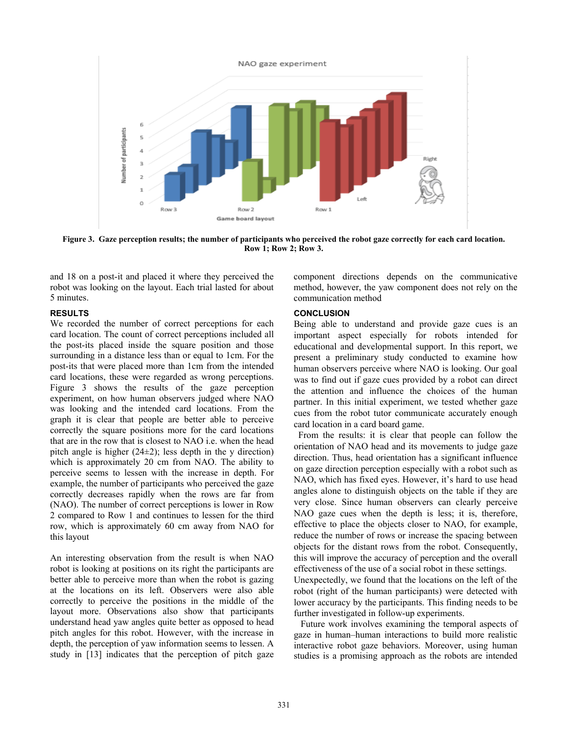**Figure 3. Gaze perception results; the number of participants who perceived the robot gaze correctly for each card location. Row 1; Row 2; Row 3.**

and 18 on a post-it and placed it where they perceived the robot was looking on the layout. Each trial lasted for about 5 minutes.

## RESULTS

We recorded the number of correct perceptions for each card location. The count of correct perceptions included all the post-its placed inside the square position and those surrounding in a distance less than or equal to 1cm. For the post-its that were placed more than 1cm from the intended card locations, these were regarded as wrong perceptions. Figure 3 shows the results of the gaze perception experiment, on how human observers judged where NAO was looking and the intended card locations. From the graph it is clear that people are better able to perceive correctly the square positions more for the card locations that are in the row that is closest to NAO i.e. when the head pitch angle is higher (24±2); less depth in the y direction) which is approximately 20 cm from NAO. The ability to perceive seems to lessen with the increase in depth. For example, the number of participants who perceived the gaze correctly decreases rapidly when the rows are far from (NAO). The number of correct perceptions is lower in Row 2 compared to Row 1 and continues to lessen for the third row, which is approximately 60 cm away from NAO for this layout

An interesting observation from the result is when NAO robot is looking at positions on its right the participants are better able to perceive more than when the robot is gazing at the locations on its left. Observers were also able correctly to perceive the positions in the middle of the layout more. Observations also show that participants understand head yaw angles quite better as opposed to head pitch angles for this robot. However, with the increase in depth, the perception of yaw information seems to lessen. A study in [13] indicates that the perception of pitch gaze component directions depends on the communicative method, however, the yaw component does not rely on the communication method

## CONCLUSION

Being able to understand and provide gaze cues is an important aspect especially for robots intended for educational and developmental support. In this report, we present a preliminary study conducted to examine how human observers perceive where NAO is looking. Our goal was to find out if gaze cues provided by a robot can direct the attention and influence the choices of the human partner. In this initial experiment, we tested whether gaze cues from the robot tutor communicate accurately enough card location in a card board game.

From the results: it is clear that people can follow the orientation of NAO head and its movements to judge gaze direction. Thus, head orientation has a significant influence on gaze direction perception especially with a robot such as NAO, which has fixed eyes. However, it's hard to use head angles alone to distinguish objects on the table if they are very close. Since human observers can clearly perceive NAO gaze cues when the depth is less; it is, therefore, effective to place the objects closer to NAO, for example, reduce the number of rows or increase the spacing between objects for the distant rows from the robot. Consequently, this will improve the accuracy of perception and the overall effectiveness of the use of a social robot in these settings. Unexpectedly, we found that the locations on the left of the robot (right of the human participants) were detected with lower accuracy by the participants. This finding needs to be further investigated in follow-up experiments.

Future work involves examining the temporal aspects of gaze in human–human interactions to build more realistic interactive robot gaze behaviors. Moreover, using human studies is a promising approach as the robots are intended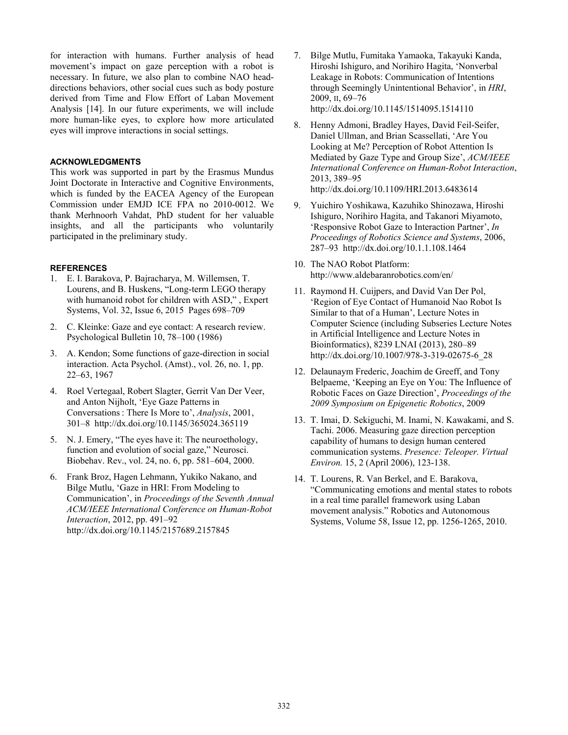for interaction with humans. Further analysis of head movement's impact on gaze perception with a robot is necessary. In future, we also plan to combine NAO head-directions behaviors, other social cues such as body posture derived from Time and Flow Effort of Laban Movement Analysis [14]. In our future experiments, we will include more human-like eyes, to explore how more articulated eyes will improve interactions in social settings.

### ACKNOWLEDGMENTS

This work was supported in part by the Erasmus Mundus Joint Doctorate in Interactive and Cognitive Environments, which is funded by the EACEA Agency of the European Commission under EMJD ICE FPA no 2010-0012. We thank Merhnoorh Vahdat, PhD student for her valuable insights, and all the participants who voluntarily participated in the preliminary study.

### REFERENCES

1. E. I. Barakova, P. Bajracharya, M. Willemsen, T. Lourens, and B. Huskens, "Long-term LEGO therapy with humanoid robot for children with ASD," , Expert Systems, Vol. 32, Issue 6, 2015 Pages 698–709
2. C. Kleinke: Gaze and eye contact: A research review. Psychological Bulletin 10, 78–100 (1986)
3. A. Kendon; Some functions of gaze-direction in social interaction. Acta Psychol. (Amst)., vol. 26, no. 1, pp. 22–63, 1967
4. Roel Vertegaal, Robert Slagter, Gerrit Van Der Veer, and Anton Nijholt, 'Eye Gaze Patterns in Conversations : There Is More to', *Analysis*, 2001, 301–8 http://dx.doi.org/10.1145/365024.365119
5. N. J. Emery, "The eyes have it: The neuroethology, function and evolution of social gaze," Neurosci. Biobehav. Rev., vol. 24, no. 6, pp. 581–604, 2000.
6. Frank Broz, Hagen Lehmann, Yukiko Nakano, and Bilge Mutlu, 'Gaze in HRI: From Modeling to Communication', in *Proceedings of the Seventh Annual ACM/IEEE International Conference on Human-Robot Interaction*, 2012, pp. 491–92 http://dx.doi.org/10.1145/2157689.2157845
7. Bilge Mutlu, Fumitaka Yamaoka, Takayuki Kanda, Hiroshi Ishiguro, and Norihiro Hagita, 'Nonverbal Leakage in Robots: Communication of Intentions through Seemingly Unintentional Behavior', in *HRI*, 2009, II, 69–76 http://dx.doi.org/10.1145/1514095.1514110
8. Henny Admoni, Bradley Hayes, David Feil-Seifer, Daniel Ullman, and Brian Scassellati, 'Are You Looking at Me? Perception of Robot Attention Is Mediated by Gaze Type and Group Size', *ACM/IEEE International Conference on Human-Robot Interaction*, 2013, 389–95 http://dx.doi.org/10.1109/HRI.2013.6483614
9. Yuichiro Yoshikawa, Kazuhiko Shinozawa, Hiroshi Ishiguro, Norihiro Hagita, and Takanori Miyamoto, 'Responsive Robot Gaze to Interaction Partner', *In Proceedings of Robotics Science and Systems*, 2006, 287–93 http://dx.doi.org/10.1.1.108.1464
10. The NAO Robot Platform: http://www.aldebaranrobotics.com/en/
11. Raymond H. Cuijpers, and David Van Der Pol, 'Region of Eye Contact of Humanoid Nao Robot Is Similar to that of a Human', Lecture Notes in Computer Science (including Subseries Lecture Notes in Artificial Intelligence and Lecture Notes in Bioinformatics), 8239 LNAI (2013), 280–89 http://dx.doi.org/10.1007/978-3-319-02675-6_28
12. Delaunaym Frederic, Joachim de Greeff, and Tony Belpaeme, 'Keeping an Eye on You: The Influence of Robotic Faces on Gaze Direction', *Proceedings of the 2009 Symposium on Epigenetic Robotics*, 2009
13. T. Imai, D. Sekiguchi, M. Inami, N. Kawakami, and S. Tachi. 2006. Measuring gaze direction perception capability of humans to design human centered communication systems. *Presence: Teleoper. Virtual Environ.* 15, 2 (April 2006), 123-138.
14. T. Lourens, R. Van Berkel, and E. Barakova, "Communicating emotions and mental states to robots in a real time parallel framework using Laban movement analysis." Robotics and Autonomous Systems, Volume 58, Issue 12, pp. 1256-1265, 2010.